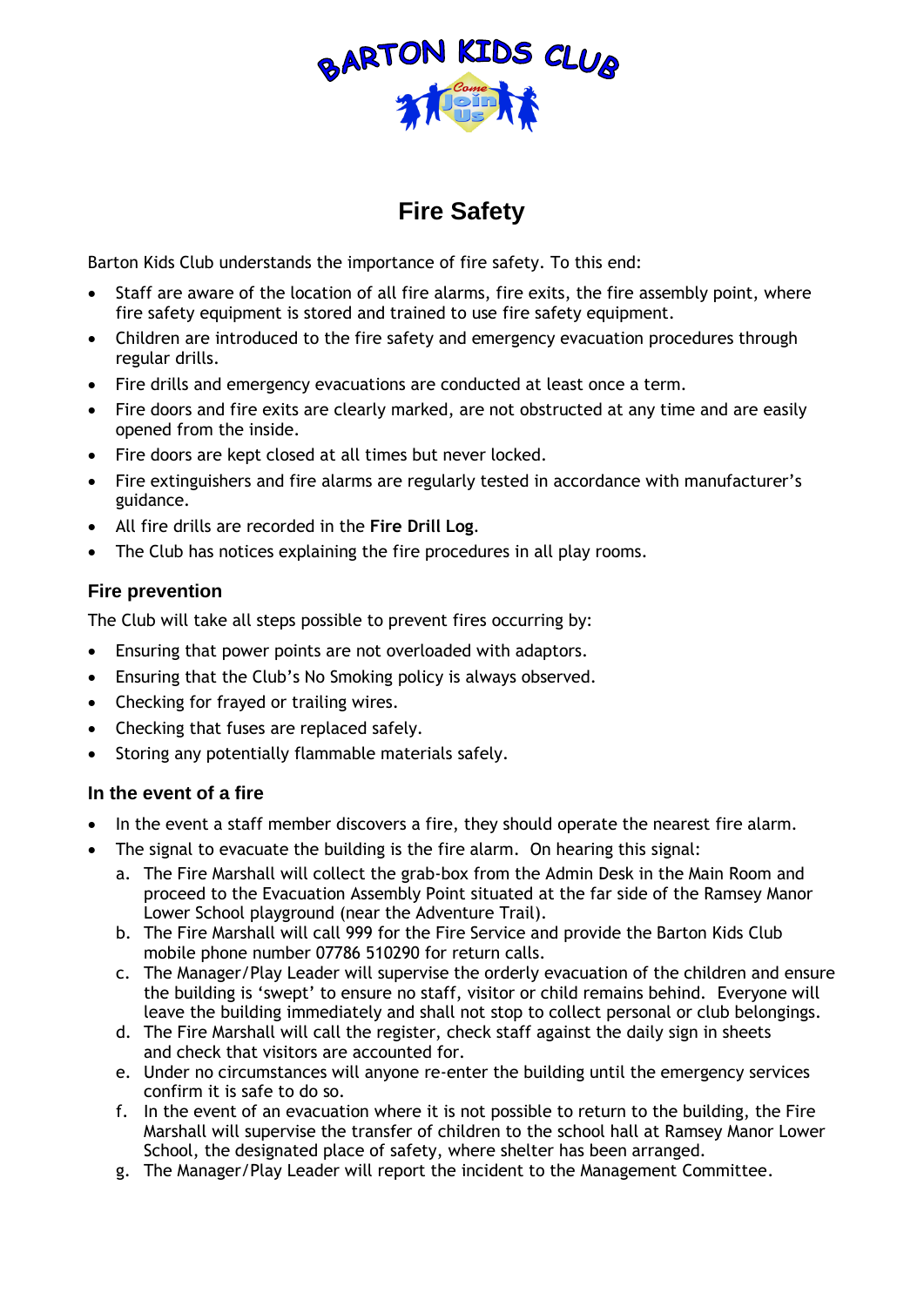# Fire Safety

Barton Kids Club understands the importance of fire safety. To this end:

- Staff are aware of the location of all fire alarms, fire exits, the fire assembly point, where fire safety equipment is stored and trained to use fire safety equipment.
- Children are introduced to the fire safety and emergency evacuation procedures through regular drills.
- Fire drills and emergency evacuations are conducted at least once a term.
- Fire doors and fire exits are clearly marked, are not obstructed at any time and are easily opened from the inside.
- Fire doors are kept closed at all times but never locked.
- Fire extinguishers and fire alarms are regularly tested in accordance with manufacturer's guidance.
- All fire drills are recorded in the **Fire Drill Log**.
- The Club has notices explaining the fire procedures in all play rooms.

### Fire prevention

The Club will take all steps possible to prevent fires occurring by:

- Ensuring that power points are not overloaded with adaptors.
- Ensuring that the Club's No Smoking policy is always observed.
- Checking for frayed or trailing wires.
- Checking that fuses are replaced safely.
- Storing any potentially flammable materials safely.

### In the event of a fire

- In the event a staff member discovers a fire, they should operate the nearest fire alarm.
- The signal to evacuate the building is the fire alarm. On hearing this signal:
  a. The Fire Marshall will collect the grab-box from the Admin Desk in the Main Room and proceed to the Evacuation Assembly Point situated at the far side of the Ramsey Manor Lower School playground (near the Adventure Trail).
  b. The Fire Marshall will call 999 for the Fire Service and provide the Barton Kids Club mobile phone number 07786 510290 for return calls.
  c. The Manager/Play Leader will supervise the orderly evacuation of the children and ensure the building is 'swept' to ensure no staff, visitor or child remains behind. Everyone will leave the building immediately and shall not stop to collect personal or club belongings.
  d. The Fire Marshall will call the register, check staff against the daily sign in sheets and check that visitors are accounted for.
  e. Under no circumstances will anyone re-enter the building until the emergency services confirm it is safe to do so.
  f. In the event of an evacuation where it is not possible to return to the building, the Fire Marshall will supervise the transfer of children to the school hall at Ramsey Manor Lower School, the designated place of safety, where shelter has been arranged.
  g. The Manager/Play Leader will report the incident to the Management Committee.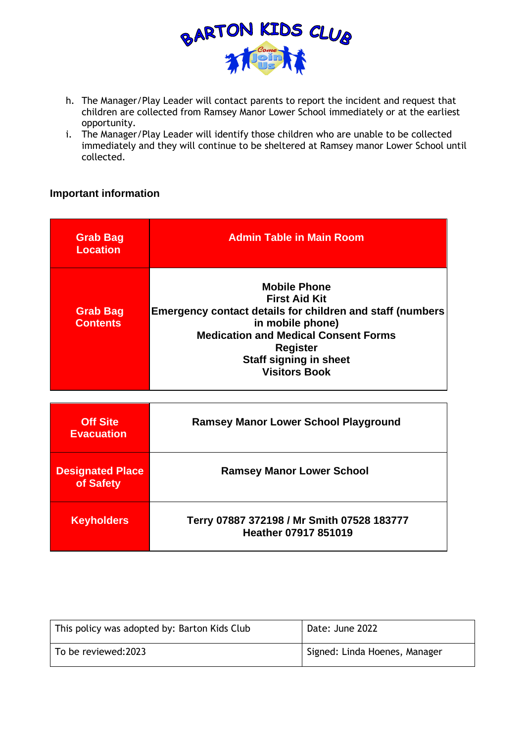h. The Manager/Play Leader will contact parents to report the incident and request that children are collected from Ramsey Manor Lower School immediately or at the earliest opportunity.
i. The Manager/Play Leader will identify those children who are unable to be collected immediately and they will continue to be sheltered at Ramsey manor Lower School until collected.

### Important information

| | |
|---|---|
| **Grab Bag Location** | **Admin Table in Main Room** |
| **Grab Bag Contents** | **Mobile Phone**<br>**First Aid Kit**<br>**Emergency contact details for children and staff (numbers in mobile phone)**<br>**Medication and Medical Consent Forms**<br>**Register**<br>**Staff signing in sheet**<br>**Visitors Book** |

| | |
|---|---|
| **Off Site Evacuation** | **Ramsey Manor Lower School Playground** |
| **Designated Place of Safety** | **Ramsey Manor Lower School** |
| **Keyholders** | **Terry 07887 372198 / Mr Smith 07528 183777**<br>**Heather 07917 851019** |

| | |
|---|---|
| This policy was adopted by: Barton Kids Club | Date: June 2022 |
| To be reviewed:2023 | Signed: Linda Hoenes, Manager |